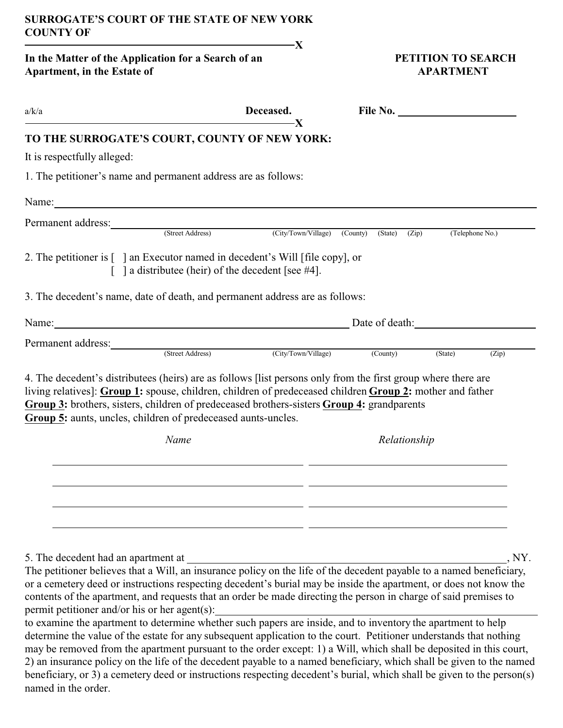**SURROGATE'S COURT OF THE STATE OF NEW YORK**
**COUNTY OF**

---------------------------------------------------------------X

**In the Matter of the Application for a Search of an Apartment, in the Estate of**

a/k/a **Deceased.**

---------------------------------------------------------------X

**PETITION TO SEARCH APARTMENT**

**File No.** ____________________

**TO THE SURROGATE'S COURT, COUNTY OF NEW YORK:**

It is respectfully alleged:

1. The petitioner's name and permanent address are as follows:

Name: ________________________________________________

Permanent address: ________________________________________________
(Street Address) (City/Town/Village) (County) (State) (Zip) (Telephone No.)

2. The petitioner is [ ] an Executor named in decedent's Will [file copy], or
[ ] a distributee (heir) of the decedent [see #4].

3. The decedent's name, date of death, and permanent address are as follows:

Name: ________________________________ Date of death: ________________

Permanent address: ________________________________________________
(Street Address) (City/Town/Village) (County) (State) (Zip)

4. The decedent's distributees (heirs) are as follows [list persons only from the first group where there are living relatives]: **Group 1:** spouse, children, children of predeceased children **Group 2:** mother and father **Group 3:** brothers, sisters, children of predeceased brothers-sisters **Group 4:** grandparents **Group 5:** aunts, uncles, children of predeceased aunts-uncles.

| *Name* | *Relationship* |
|---|---|
| | |
| | |
| | |
| | |

5. The decedent had an apartment at ________________________________________________, NY.
The petitioner believes that a Will, an insurance policy on the life of the decedent payable to a named beneficiary, or a cemetery deed or instructions respecting decedent's burial may be inside the apartment, or does not know the contents of the apartment, and requests that an order be made directing the person in charge of said premises to permit petitioner and/or his or her agent(s): ________________________________________________
to examine the apartment to determine whether such papers are inside, and to inventory the apartment to help determine the value of the estate for any subsequent application to the court. Petitioner understands that nothing may be removed from the apartment pursuant to the order except: 1) a Will, which shall be deposited in this court, 2) an insurance policy on the life of the decedent payable to a named beneficiary, which shall be given to the named beneficiary, or 3) a cemetery deed or instructions respecting decedent's burial, which shall be given to the person(s) named in the order.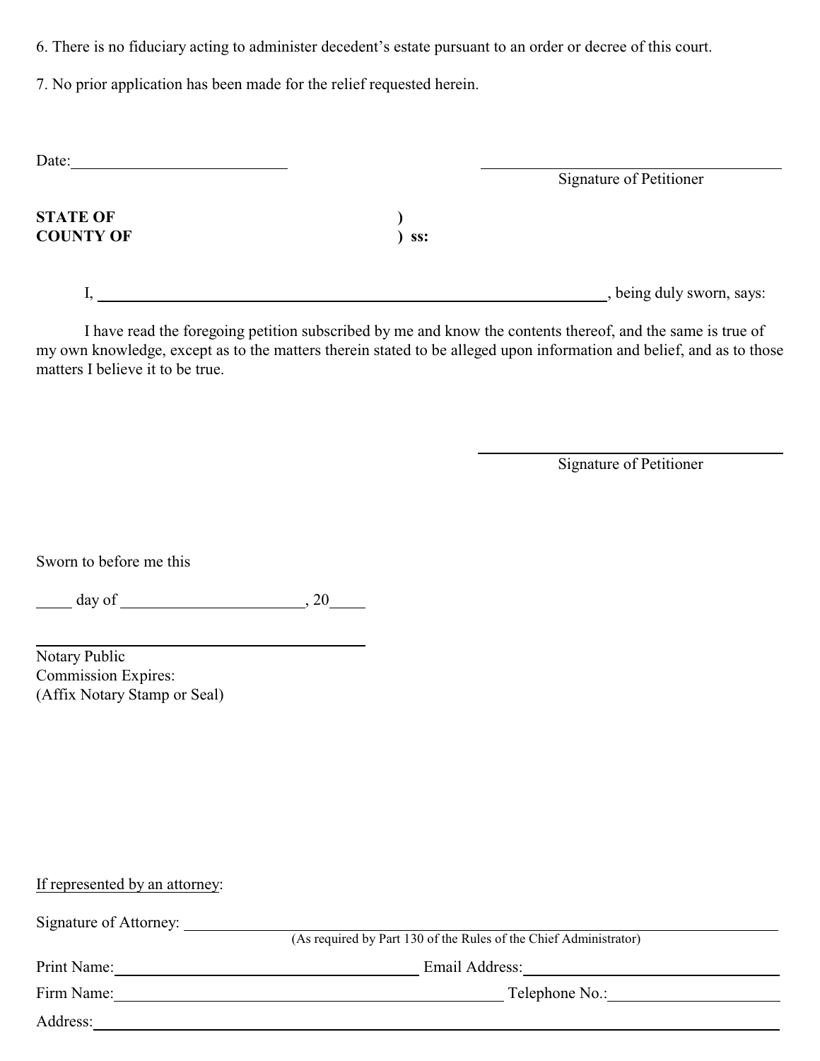6. There is no fiduciary acting to administer decedent's estate pursuant to an order or decree of this court.

7. No prior application has been made for the relief requested herein.

Date:\_\_\_\_\_\_\_\_\_\_\_\_\_\_\_\_\_\_\_\_\_\_\_\_\_\_\_

\_\_\_\_\_\_\_\_\_\_\_\_\_\_\_\_\_\_\_\_\_\_\_\_\_\_\_\_\_\_\_\_\_\_\_\_\_\_
Signature of Petitioner

**STATE OF** )
**COUNTY OF** ) **ss:**

I, \_\_\_\_\_\_\_\_\_\_\_\_\_\_\_\_\_\_\_\_\_\_\_\_\_\_\_\_\_\_\_\_\_\_\_\_\_\_\_\_\_\_\_\_\_\_\_\_\_\_\_\_\_\_\_\_\_\_\_\_, being duly sworn, says:

I have read the foregoing petition subscribed by me and know the contents thereof, and the same is true of my own knowledge, except as to the matters therein stated to be alleged upon information and belief, and as to those matters I believe it to be true.

\_\_\_\_\_\_\_\_\_\_\_\_\_\_\_\_\_\_\_\_\_\_\_\_\_\_\_\_\_\_\_\_\_\_\_\_\_\_
Signature of Petitioner

Sworn to before me this

\_\_\_\_\_ day of \_\_\_\_\_\_\_\_\_\_\_\_\_\_\_\_\_\_\_\_\_\_\_, 20\_\_\_\_\_

\_\_\_\_\_\_\_\_\_\_\_\_\_\_\_\_\_\_\_\_\_\_\_\_\_\_\_\_\_\_\_\_\_\_\_\_\_\_\_\_\_\_
Notary Public
Commission Expires:
(Affix Notary Stamp or Seal)

<u>If represented by an attorney</u>:

Signature of Attorney: \_\_\_\_\_\_\_\_\_\_\_\_\_\_\_\_\_\_\_\_\_\_\_\_\_\_\_\_\_\_\_\_\_\_\_\_\_\_\_\_\_\_\_\_\_\_\_\_\_\_\_\_\_\_\_\_\_\_\_\_\_\_\_\_
(As required by Part 130 of the Rules of the Chief Administrator)

Print Name:\_\_\_\_\_\_\_\_\_\_\_\_\_\_\_\_\_\_\_\_\_\_\_\_\_\_\_\_\_\_\_\_\_\_\_\_ Email Address:\_\_\_\_\_\_\_\_\_\_\_\_\_\_\_\_\_\_\_\_\_\_\_\_\_\_\_\_\_\_\_\_

Firm Name:\_\_\_\_\_\_\_\_\_\_\_\_\_\_\_\_\_\_\_\_\_\_\_\_\_\_\_\_\_\_\_\_\_\_\_\_\_\_\_\_\_\_\_\_\_\_ Telephone No.:\_\_\_\_\_\_\_\_\_\_\_\_\_\_\_\_\_\_\_\_\_\_\_\_

Address:\_\_\_\_\_\_\_\_\_\_\_\_\_\_\_\_\_\_\_\_\_\_\_\_\_\_\_\_\_\_\_\_\_\_\_\_\_\_\_\_\_\_\_\_\_\_\_\_\_\_\_\_\_\_\_\_\_\_\_\_\_\_\_\_\_\_\_\_\_\_\_\_\_\_\_\_\_\_